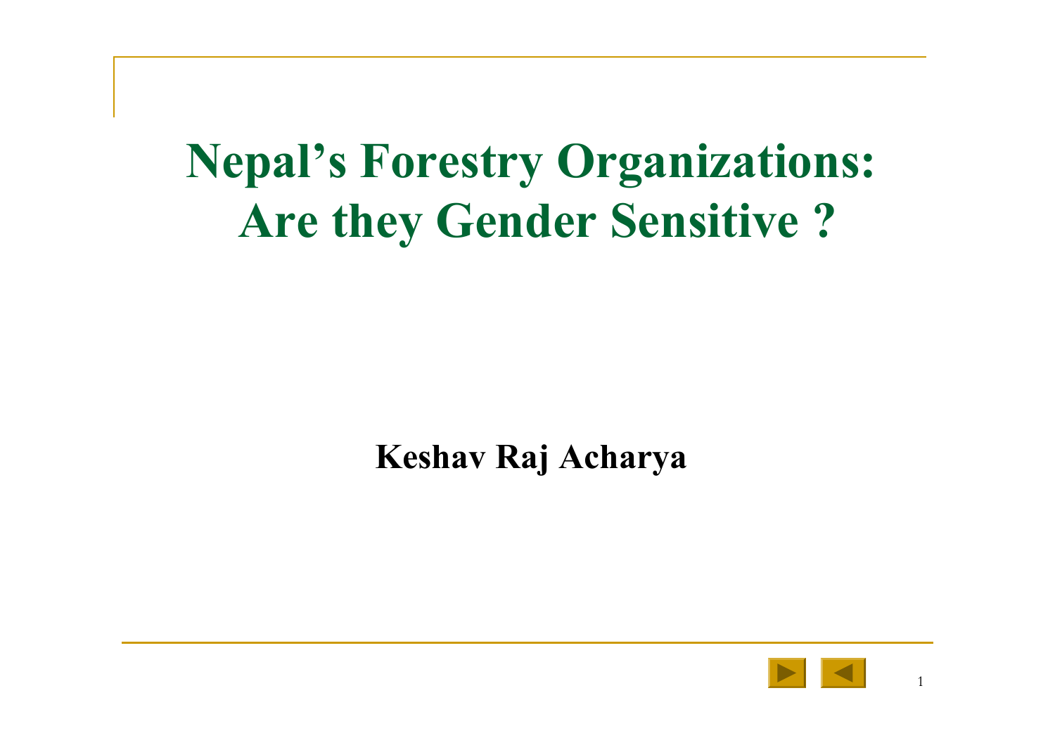# Nepal's Forestry Organizations: Are they Gender Sensitive ?

**Keshav Raj Acharya**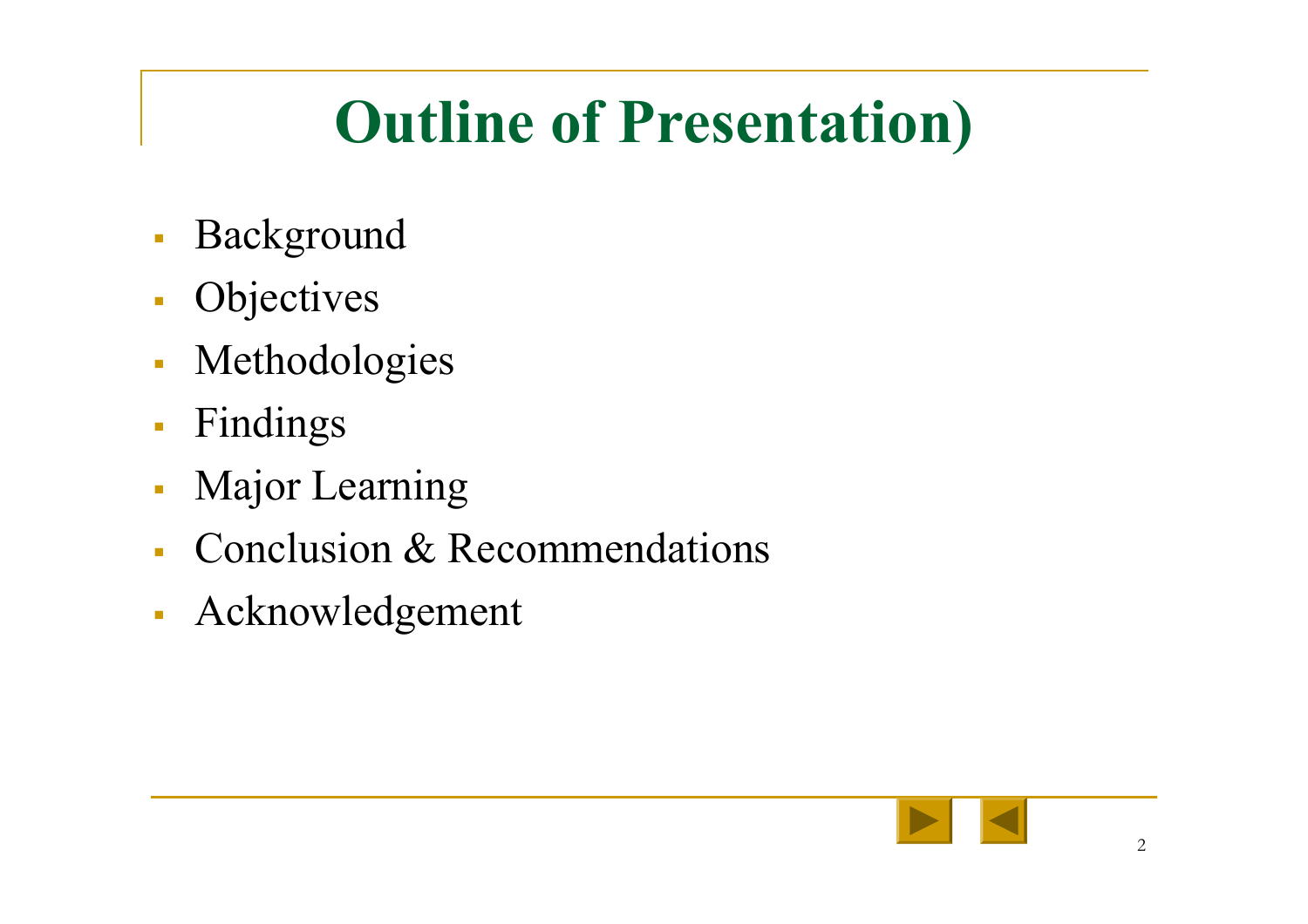# Outline of Presentation)

- Background
- Objectives
- Methodologies
- Findings
- Major Learning
- Conclusion & Recommendations
- Acknowledgement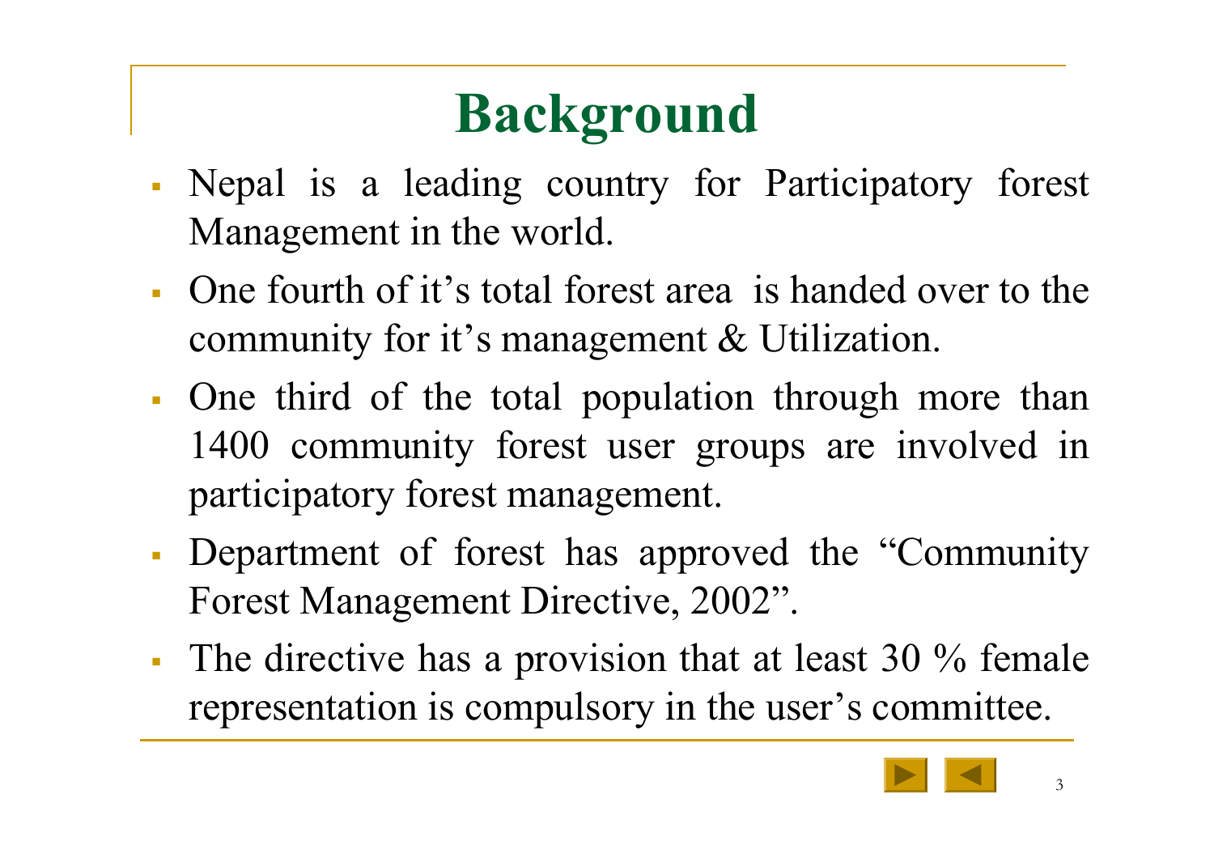# Background

- Nepal is a leading country for Participatory forest Management in the world.
- One fourth of it's total forest area is handed over to the community for it's management & Utilization.
- One third of the total population through more than 1400 community forest user groups are involved in participatory forest management.
- Department of forest has approved the "Community Forest Management Directive, 2002".
- The directive has a provision that at least 30 % female representation is compulsory in the user's committee.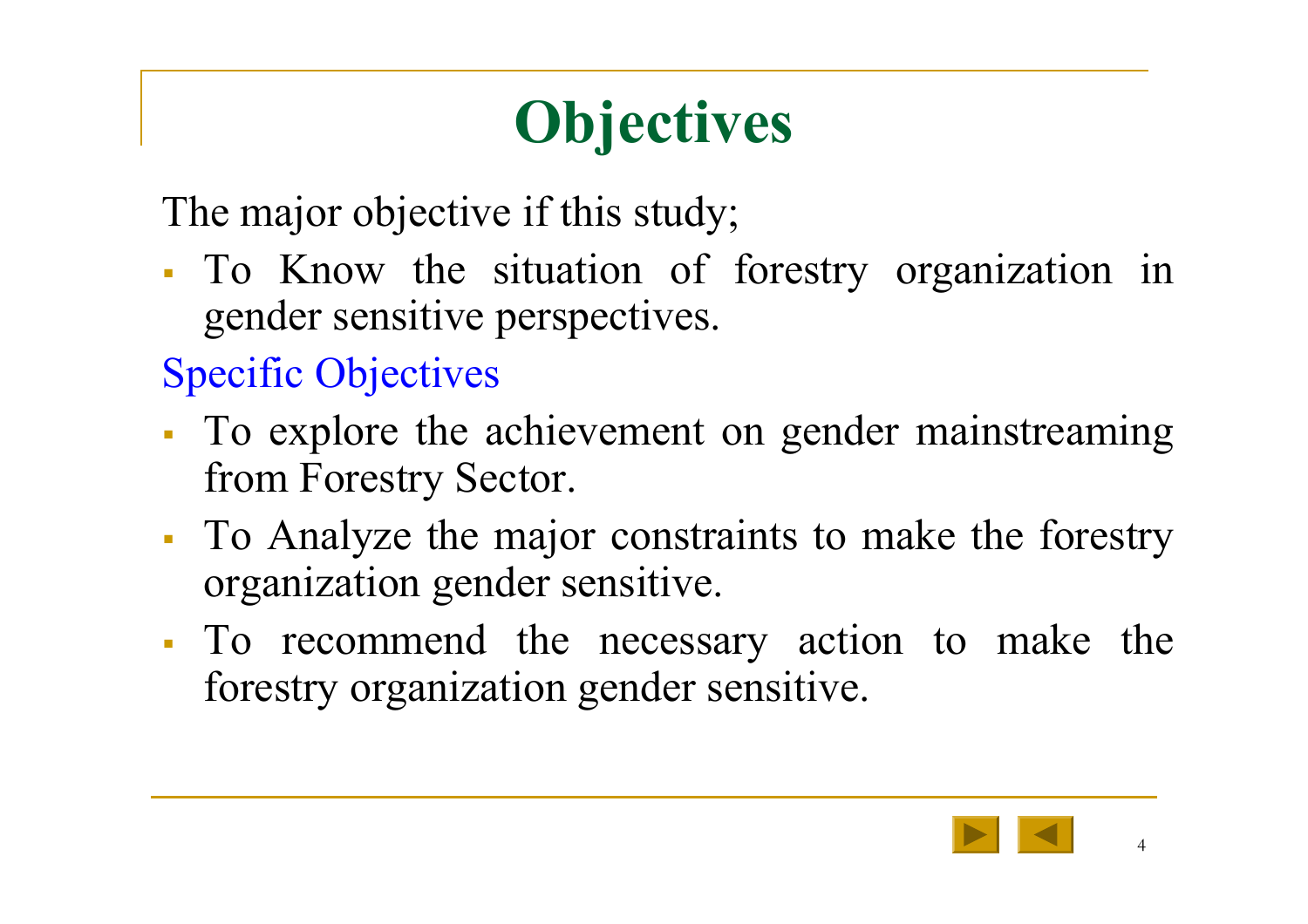# Objectives

The major objective if this study;

- To Know the situation of forestry organization in gender sensitive perspectives.

Specific Objectives

- To explore the achievement on gender mainstreaming from Forestry Sector.
- To Analyze the major constraints to make the forestry organization gender sensitive.
- To recommend the necessary action to make the forestry organization gender sensitive.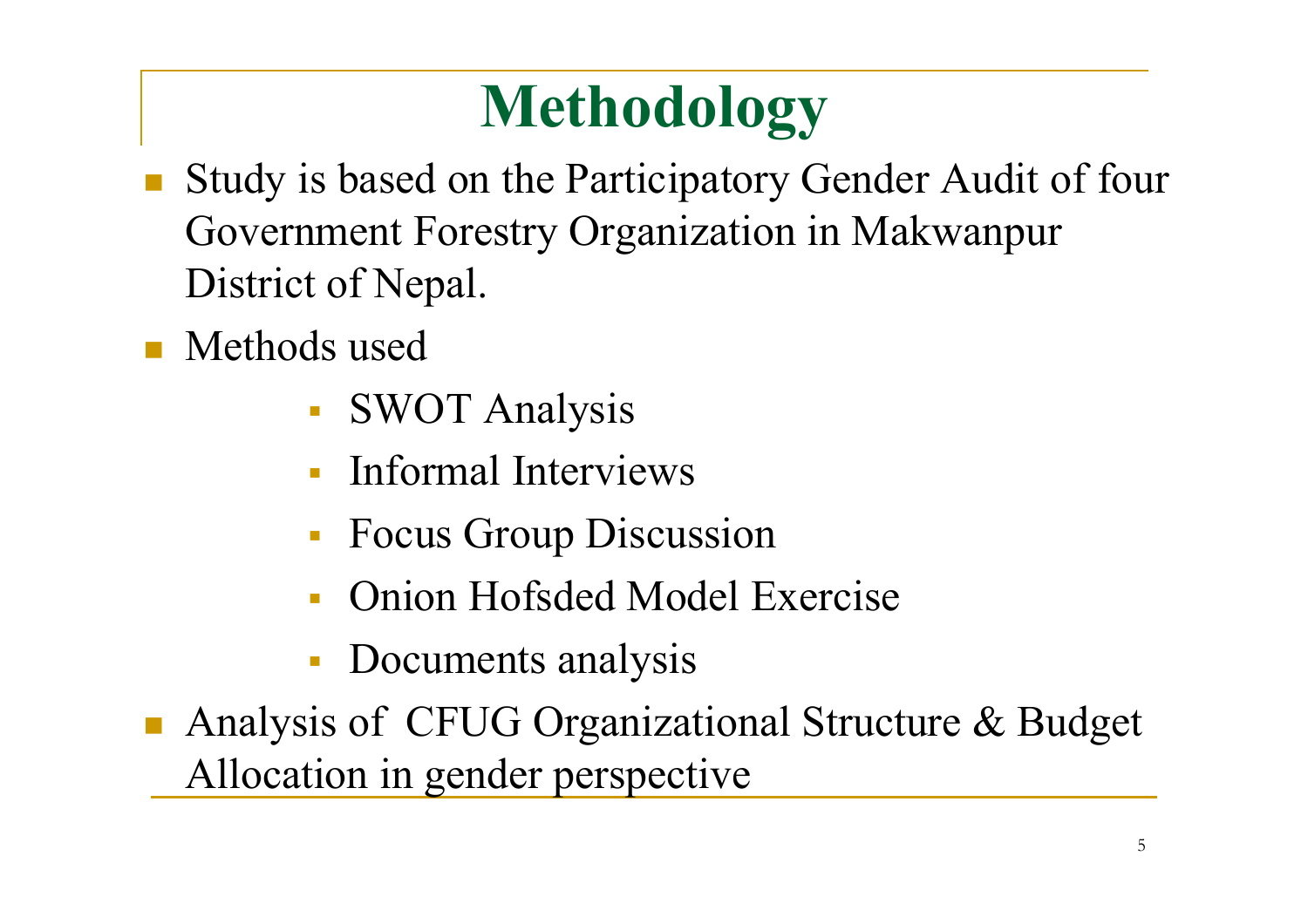# Methodology

- Study is based on the Participatory Gender Audit of four Government Forestry Organization in Makwanpur District of Nepal.
- Methods used
    - SWOT Analysis
    - Informal Interviews
    - Focus Group Discussion
    - Onion Hofsded Model Exercise
    - Documents analysis
- Analysis of CFUG Organizational Structure & Budget Allocation in gender perspective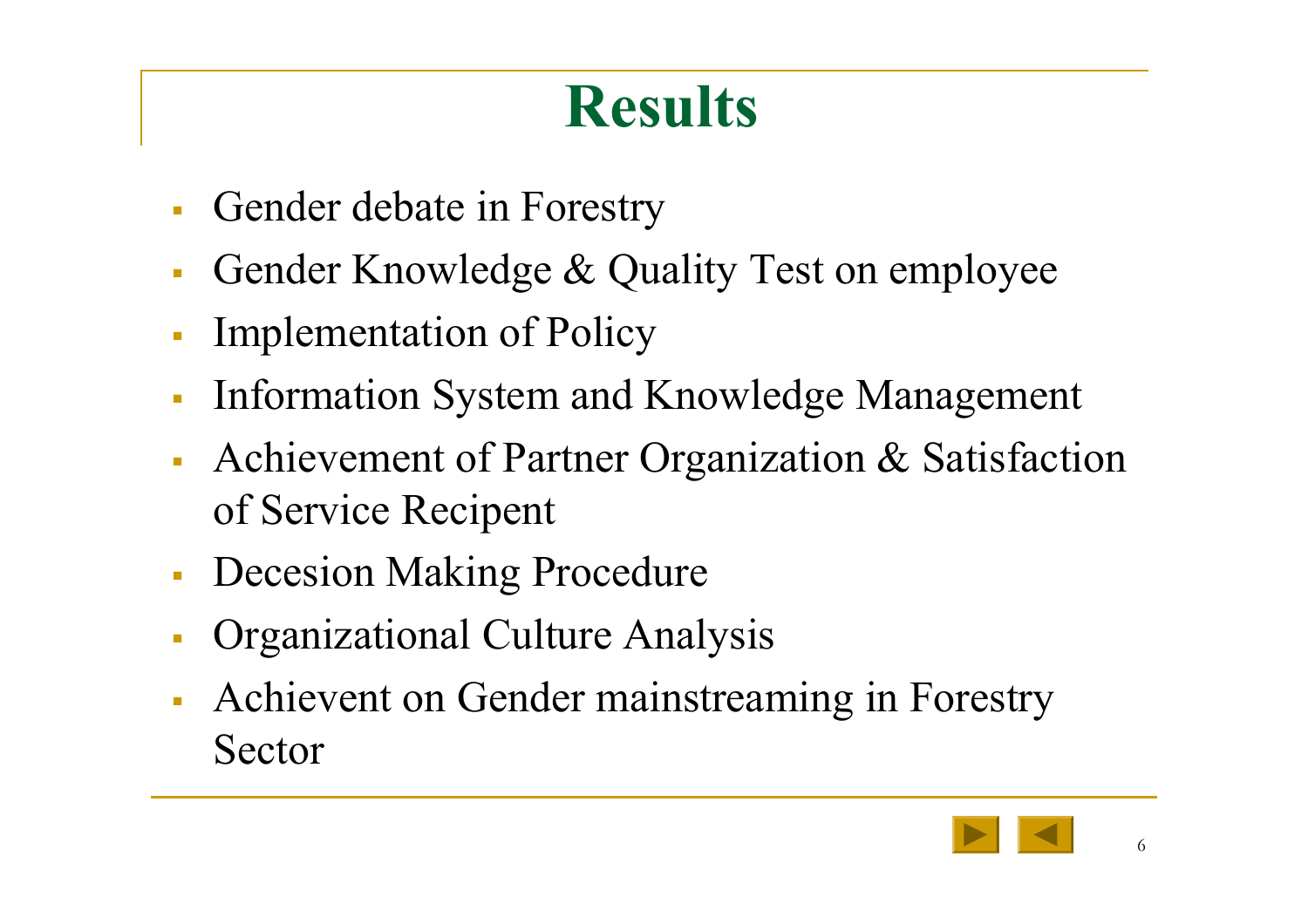# Results

- Gender debate in Forestry
- Gender Knowledge & Quality Test on employee
- Implementation of Policy
- Information System and Knowledge Management
- Achievement of Partner Organization & Satisfaction of Service Recipent
- Decesion Making Procedure
- Organizational Culture Analysis
- Achievent on Gender mainstreaming in Forestry Sector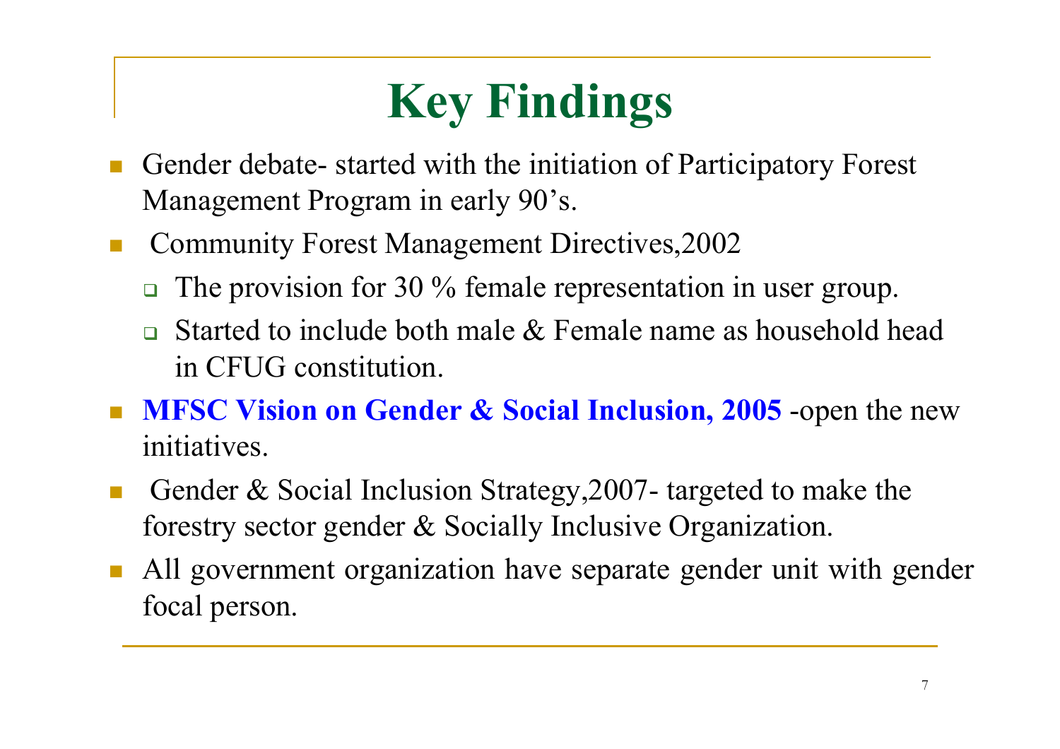# Key Findings

- Gender debate- started with the initiation of Participatory Forest Management Program in early 90's.
- Community Forest Management Directives,2002
  - The provision for 30 % female representation in user group.
  - Started to include both male & Female name as household head in CFUG constitution.
- **MFSC Vision on Gender & Social Inclusion, 2005** -open the new initiatives.
- Gender & Social Inclusion Strategy,2007- targeted to make the forestry sector gender & Socially Inclusive Organization.
- All government organization have separate gender unit with gender focal person.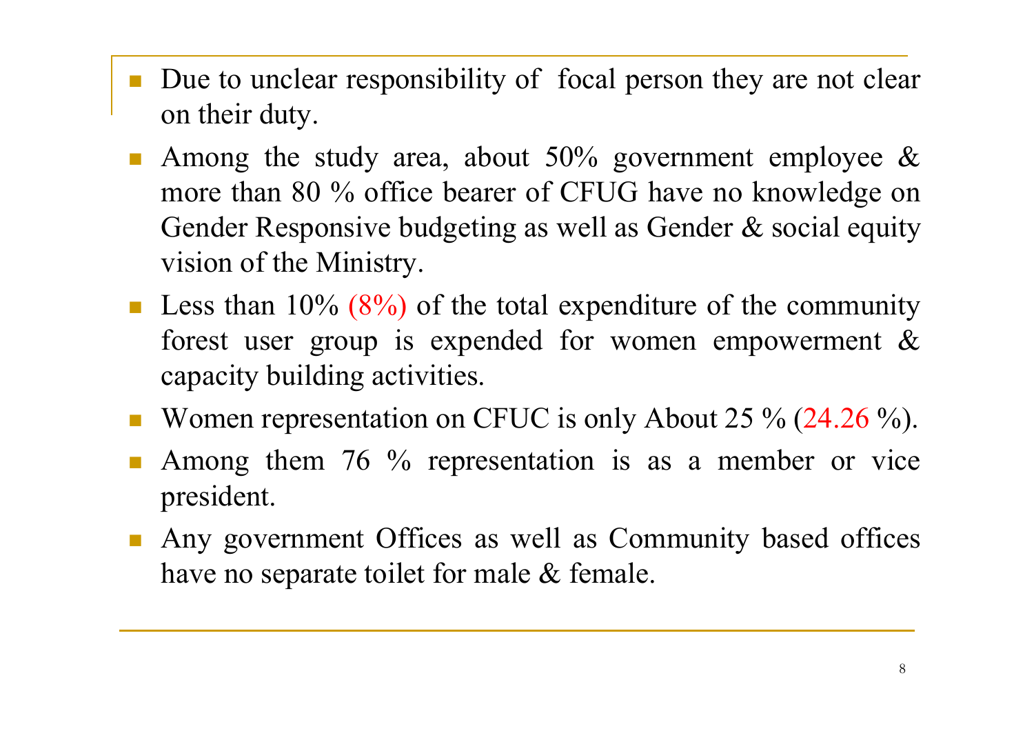- Due to unclear responsibility of focal person they are not clear on their duty.
- Among the study area, about 50% government employee & more than 80 % office bearer of CFUG have no knowledge on Gender Responsive budgeting as well as Gender & social equity vision of the Ministry.
- Less than 10% (8%) of the total expenditure of the community forest user group is expended for women empowerment & capacity building activities.
- Women representation on CFUC is only About 25 % (24.26 %).
- Among them 76 % representation is as a member or vice president.
- Any government Offices as well as Community based offices have no separate toilet for male & female.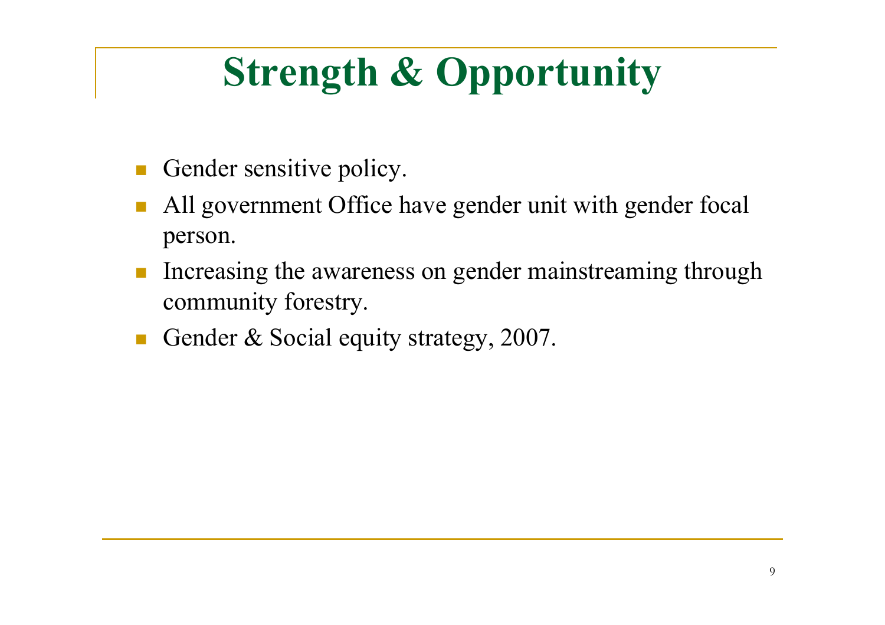# Strength & Opportunity

- Gender sensitive policy.
- All government Office have gender unit with gender focal person.
- Increasing the awareness on gender mainstreaming through community forestry.
- Gender & Social equity strategy, 2007.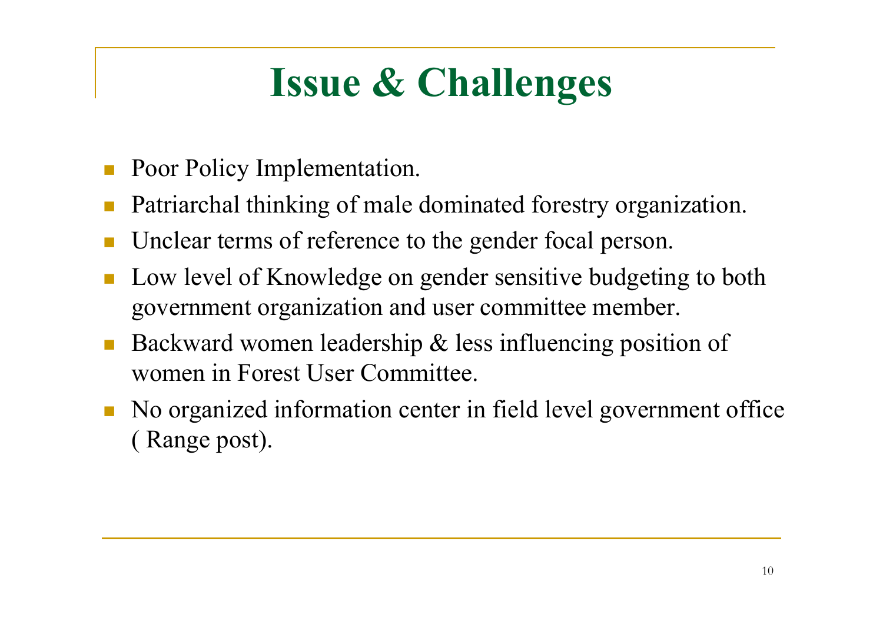# Issue & Challenges

- Poor Policy Implementation.
- Patriarchal thinking of male dominated forestry organization.
- Unclear terms of reference to the gender focal person.
- Low level of Knowledge on gender sensitive budgeting to both government organization and user committee member.
- Backward women leadership & less influencing position of women in Forest User Committee.
- No organized information center in field level government office ( Range post).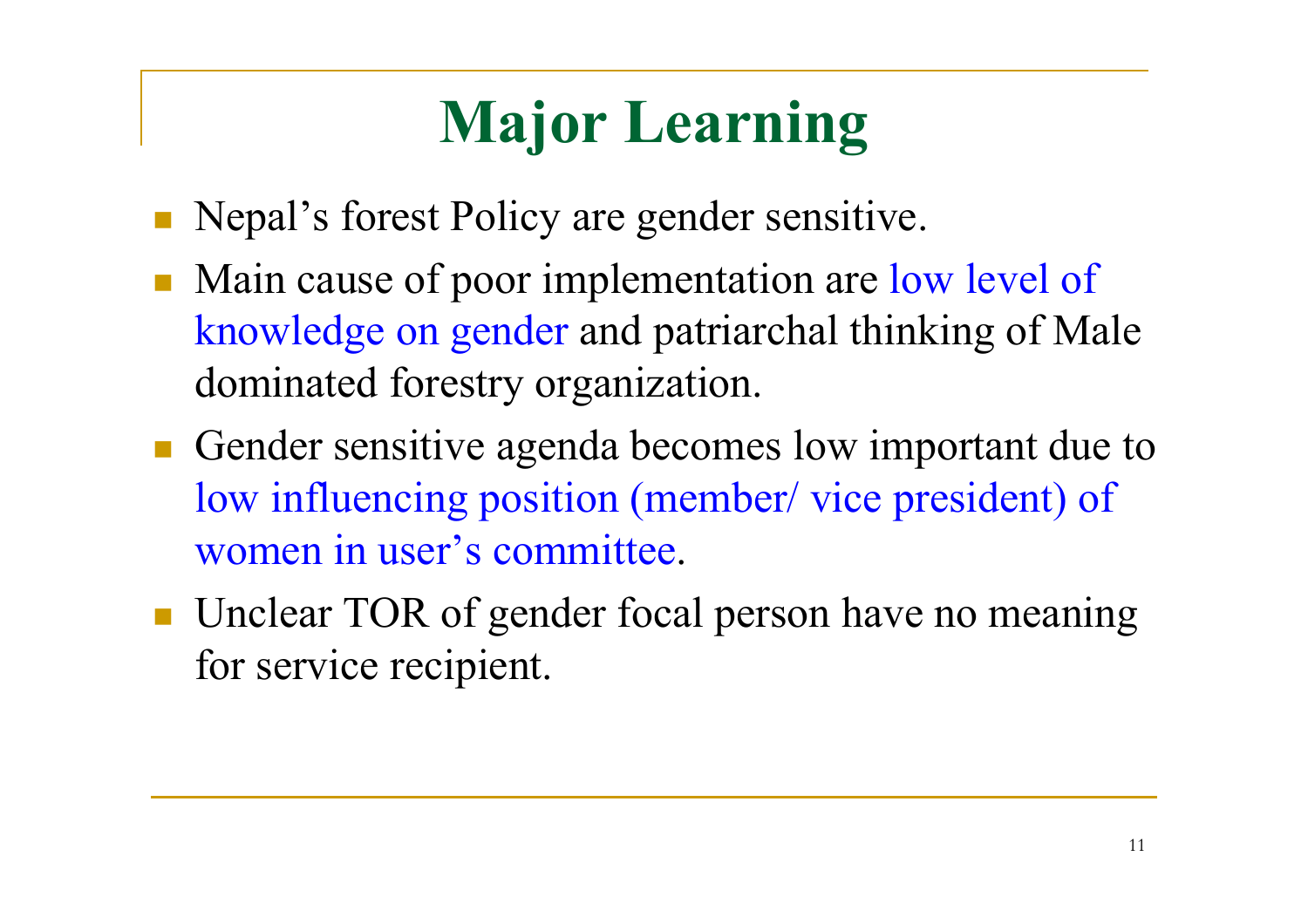# Major Learning

- Nepal’s forest Policy are gender sensitive.
- Main cause of poor implementation are low level of knowledge on gender and patriarchal thinking of Male dominated forestry organization.
- Gender sensitive agenda becomes low important due to low influencing position (member/ vice president) of women in user’s committee.
- Unclear TOR of gender focal person have no meaning for service recipient.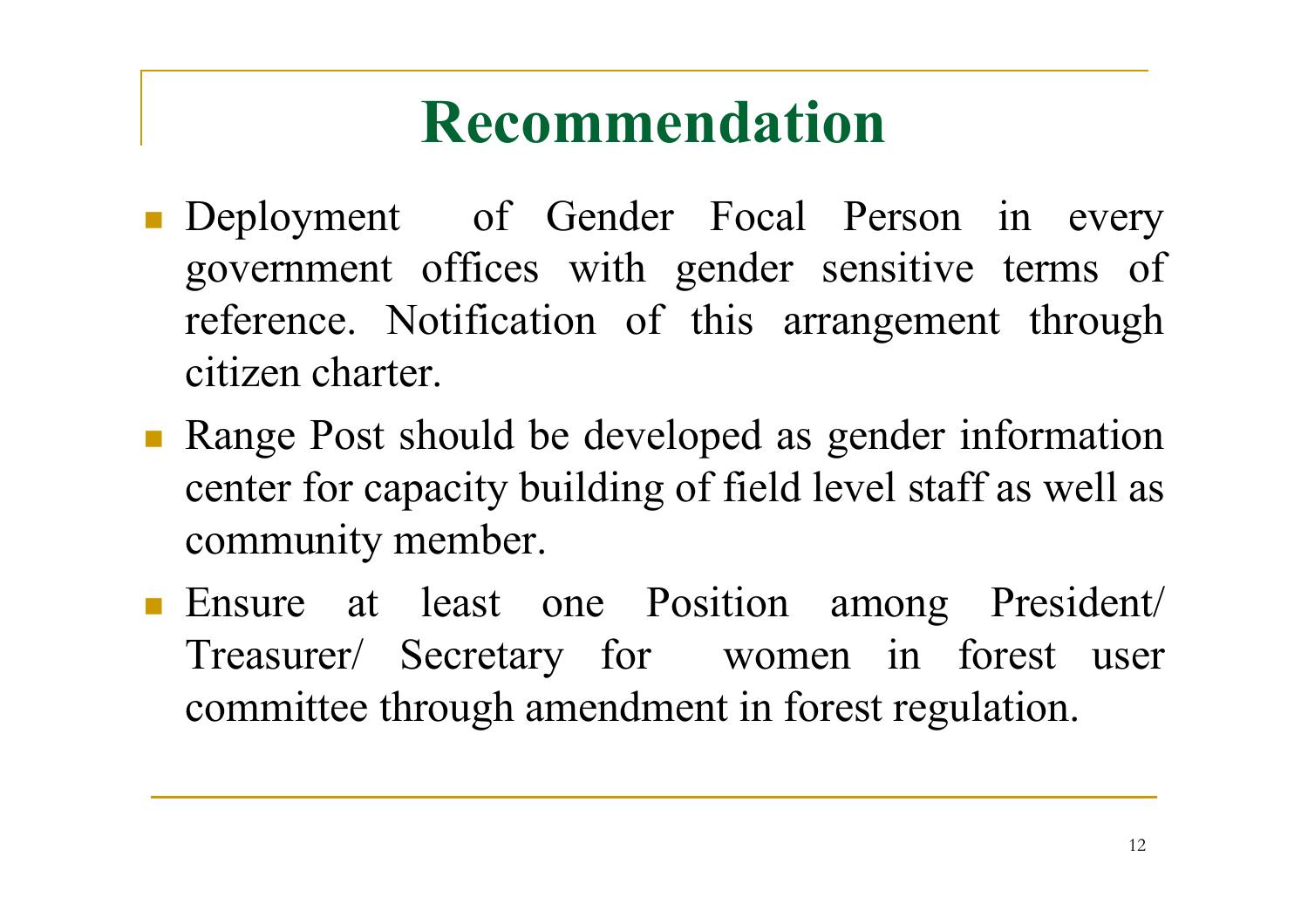# Recommendation

- Deployment of Gender Focal Person in every government offices with gender sensitive terms of reference. Notification of this arrangement through citizen charter.
- Range Post should be developed as gender information center for capacity building of field level staff as well as community member.
- Ensure at least one Position among President/ Treasurer/ Secretary for women in forest user committee through amendment in forest regulation.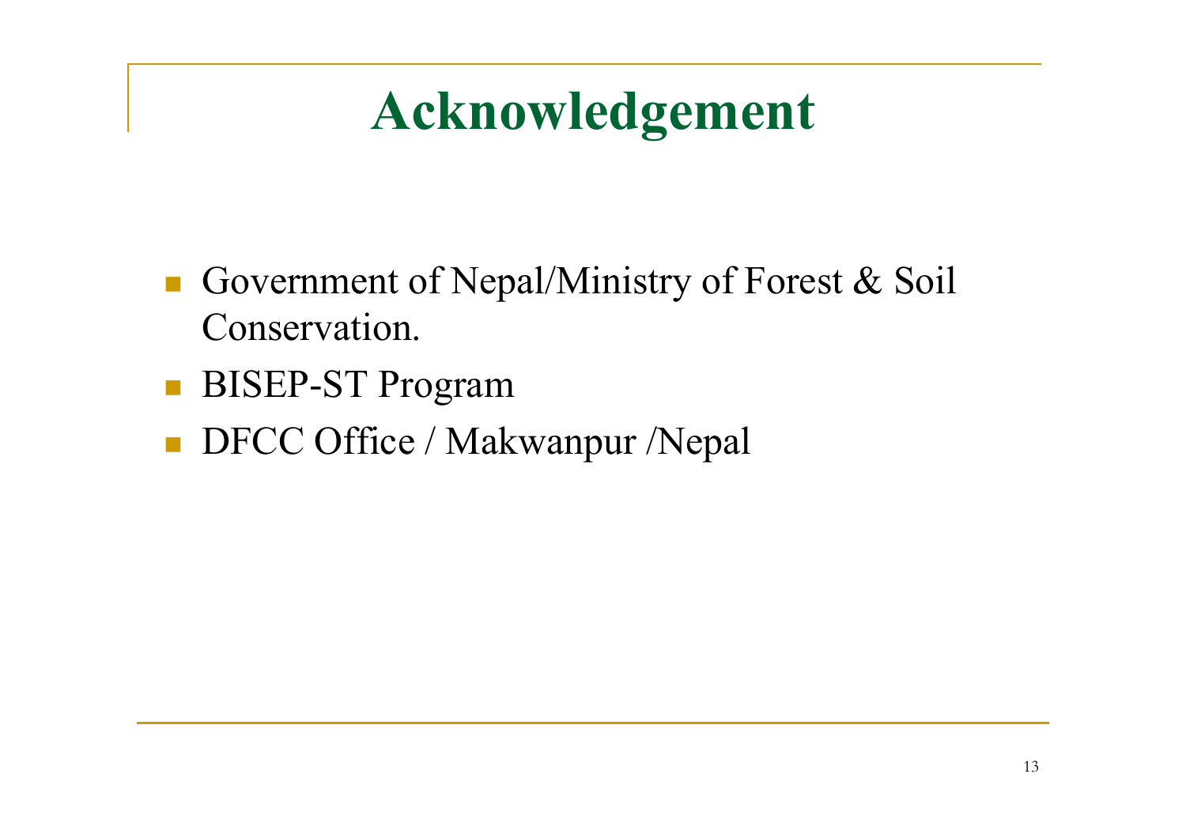# Acknowledgement

- Government of Nepal/Ministry of Forest & Soil Conservation.
- BISEP-ST Program
- DFCC Office / Makwanpur /Nepal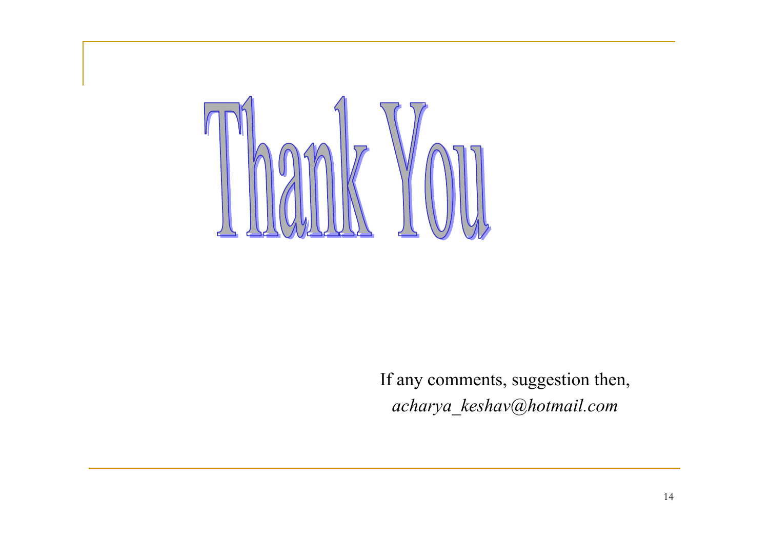# Thank You

If any comments, suggestion then,

*acharya_keshav@hotmail.com*